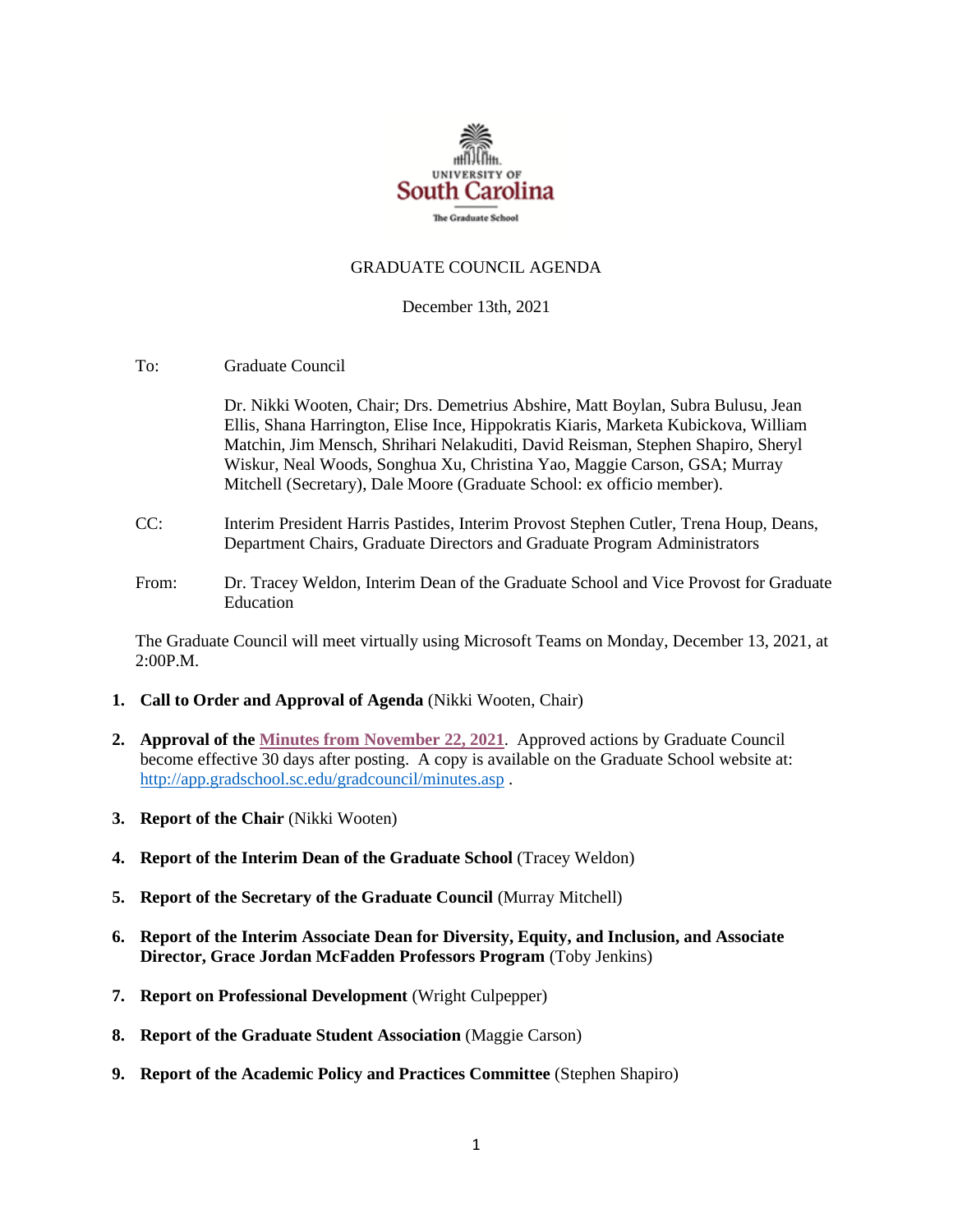UNIVERSITY OF
South Carolina
The Graduate School

# GRADUATE COUNCIL AGENDA

December 13th, 2021

To: Graduate Council

Dr. Nikki Wooten, Chair; Drs. Demetrius Abshire, Matt Boylan, Subra Bulusu, Jean Ellis, Shana Harrington, Elise Ince, Hippokratis Kiaris, Marketa Kubickova, William Matchin, Jim Mensch, Shrihari Nelakuditi, David Reisman, Stephen Shapiro, Sheryl Wiskur, Neal Woods, Songhua Xu, Christina Yao, Maggie Carson, GSA; Murray Mitchell (Secretary), Dale Moore (Graduate School: ex officio member).

CC: Interim President Harris Pastides, Interim Provost Stephen Cutler, Trena Houp, Deans, Department Chairs, Graduate Directors and Graduate Program Administrators

From: Dr. Tracey Weldon, Interim Dean of the Graduate School and Vice Provost for Graduate Education

The Graduate Council will meet virtually using Microsoft Teams on Monday, December 13, 2021, at 2:00P.M.

1. **Call to Order and Approval of Agenda** (Nikki Wooten, Chair)

2. **Approval of the Minutes from November 22, 2021**. Approved actions by Graduate Council become effective 30 days after posting. A copy is available on the Graduate School website at: http://app.gradschool.sc.edu/gradcouncil/minutes.asp .

3. **Report of the Chair** (Nikki Wooten)

4. **Report of the Interim Dean of the Graduate School** (Tracey Weldon)

5. **Report of the Secretary of the Graduate Council** (Murray Mitchell)

6. **Report of the Interim Associate Dean for Diversity, Equity, and Inclusion, and Associate Director, Grace Jordan McFadden Professors Program** (Toby Jenkins)

7. **Report on Professional Development** (Wright Culpepper)

8. **Report of the Graduate Student Association** (Maggie Carson)

9. **Report of the Academic Policy and Practices Committee** (Stephen Shapiro)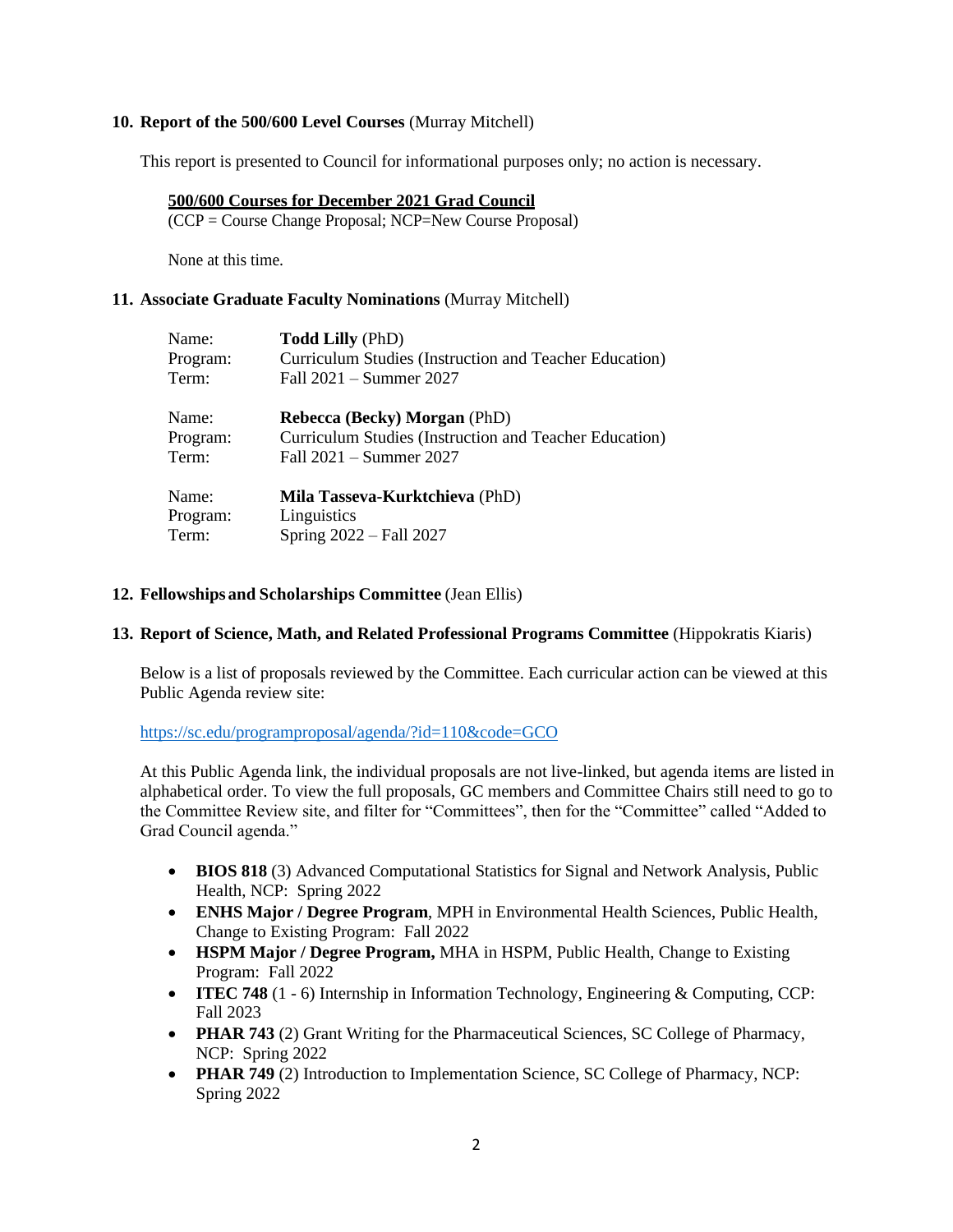**10. Report of the 500/600 Level Courses** (Murray Mitchell)

This report is presented to Council for informational purposes only; no action is necessary.

**<u>500/600 Courses for December 2021 Grad Council</u>**
(CCP = Course Change Proposal; NCP=New Course Proposal)

None at this time.

**11. Associate Graduate Faculty Nominations** (Murray Mitchell)

| | |
|---|---|
| Name: | **Todd Lilly** (PhD) |
| Program: | Curriculum Studies (Instruction and Teacher Education) |
| Term: | Fall 2021 – Summer 2027 |
| | |
| Name: | **Rebecca (Becky) Morgan** (PhD) |
| Program: | Curriculum Studies (Instruction and Teacher Education) |
| Term: | Fall 2021 – Summer 2027 |
| | |
| Name: | **Mila Tasseva-Kurktchieva** (PhD) |
| Program: | Linguistics |
| Term: | Spring 2022 – Fall 2027 |

**12. Fellowships and Scholarships Committee** (Jean Ellis)

**13. Report of Science, Math, and Related Professional Programs Committee** (Hippokratis Kiaris)

Below is a list of proposals reviewed by the Committee. Each curricular action can be viewed at this Public Agenda review site:

https://sc.edu/programproposal/agenda/?id=110&code=GCO

At this Public Agenda link, the individual proposals are not live-linked, but agenda items are listed in alphabetical order. To view the full proposals, GC members and Committee Chairs still need to go to the Committee Review site, and filter for "Committees", then for the "Committee" called "Added to Grad Council agenda."

- **BIOS 818** (3) Advanced Computational Statistics for Signal and Network Analysis, Public Health, NCP: Spring 2022
- **ENHS Major / Degree Program**, MPH in Environmental Health Sciences, Public Health, Change to Existing Program: Fall 2022
- **HSPM Major / Degree Program,** MHA in HSPM, Public Health, Change to Existing Program: Fall 2022
- **ITEC 748** (1 - 6) Internship in Information Technology, Engineering & Computing, CCP: Fall 2023
- **PHAR 743** (2) Grant Writing for the Pharmaceutical Sciences, SC College of Pharmacy, NCP: Spring 2022
- **PHAR 749** (2) Introduction to Implementation Science, SC College of Pharmacy, NCP: Spring 2022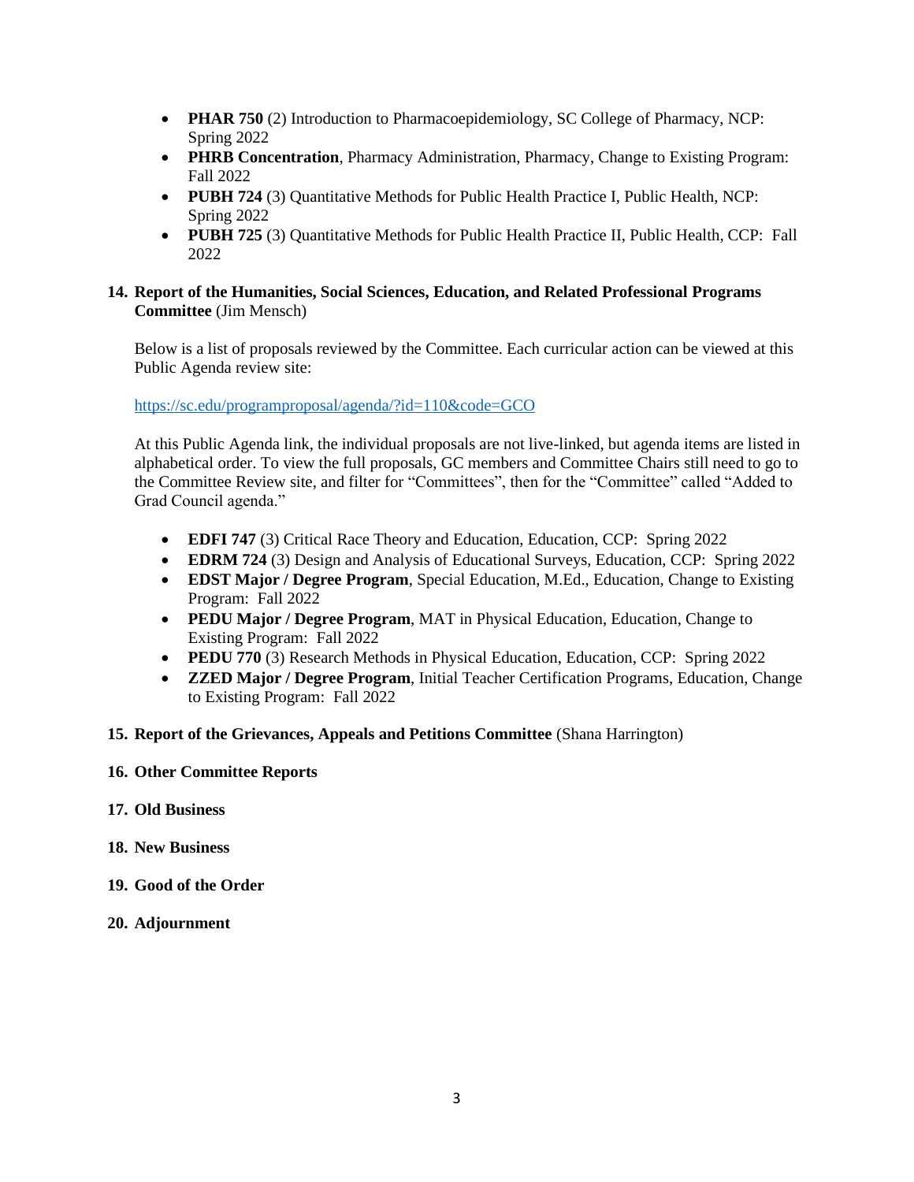- **PHAR 750** (2) Introduction to Pharmacoepidemiology, SC College of Pharmacy, NCP: Spring 2022
- **PHRB Concentration**, Pharmacy Administration, Pharmacy, Change to Existing Program: Fall 2022
- **PUBH 724** (3) Quantitative Methods for Public Health Practice I, Public Health, NCP: Spring 2022
- **PUBH 725** (3) Quantitative Methods for Public Health Practice II, Public Health, CCP: Fall 2022

**14. Report of the Humanities, Social Sciences, Education, and Related Professional Programs Committee** (Jim Mensch)

Below is a list of proposals reviewed by the Committee. Each curricular action can be viewed at this Public Agenda review site:

https://sc.edu/programproposal/agenda/?id=110&code=GCO

At this Public Agenda link, the individual proposals are not live-linked, but agenda items are listed in alphabetical order. To view the full proposals, GC members and Committee Chairs still need to go to the Committee Review site, and filter for "Committees", then for the "Committee" called "Added to Grad Council agenda."

- **EDFI 747** (3) Critical Race Theory and Education, Education, CCP: Spring 2022
- **EDRM 724** (3) Design and Analysis of Educational Surveys, Education, CCP: Spring 2022
- **EDST Major / Degree Program**, Special Education, M.Ed., Education, Change to Existing Program: Fall 2022
- **PEDU Major / Degree Program**, MAT in Physical Education, Education, Change to Existing Program: Fall 2022
- **PEDU 770** (3) Research Methods in Physical Education, Education, CCP: Spring 2022
- **ZZED Major / Degree Program**, Initial Teacher Certification Programs, Education, Change to Existing Program: Fall 2022

**15. Report of the Grievances, Appeals and Petitions Committee** (Shana Harrington)

**16. Other Committee Reports**

**17. Old Business**

**18. New Business**

**19. Good of the Order**

**20. Adjournment**